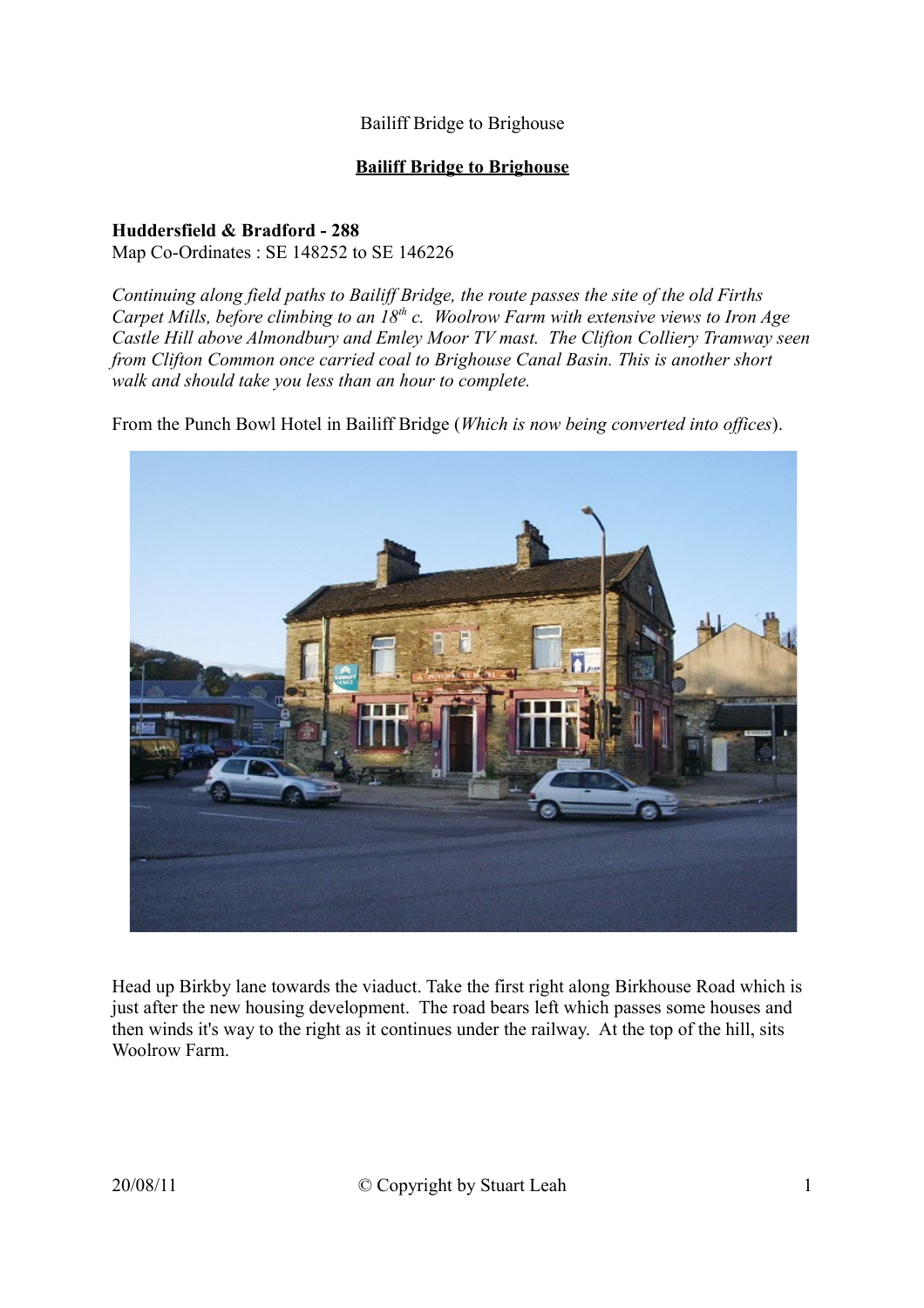Bailiff Bridge to Brighouse

# Bailiff Bridge to Brighouse

**Huddersfield & Bradford - 288**
Map Co-Ordinates : SE 148252 to SE 146226

*Continuing along field paths to Bailiff Bridge, the route passes the site of the old Firths Carpet Mills, before climbing to an 18th c. Woolrow Farm with extensive views to Iron Age Castle Hill above Almondbury and Emley Moor TV mast. The Clifton Colliery Tramway seen from Clifton Common once carried coal to Brighouse Canal Basin. This is another short walk and should take you less than an hour to complete.*

From the Punch Bowl Hotel in Bailiff Bridge (*Which is now being converted into offices*).

Head up Birkby lane towards the viaduct. Take the first right along Birkhouse Road which is just after the new housing development. The road bears left which passes some houses and then winds it's way to the right as it continues under the railway. At the top of the hill, sits Woolrow Farm.

20/08/11 © Copyright by Stuart Leah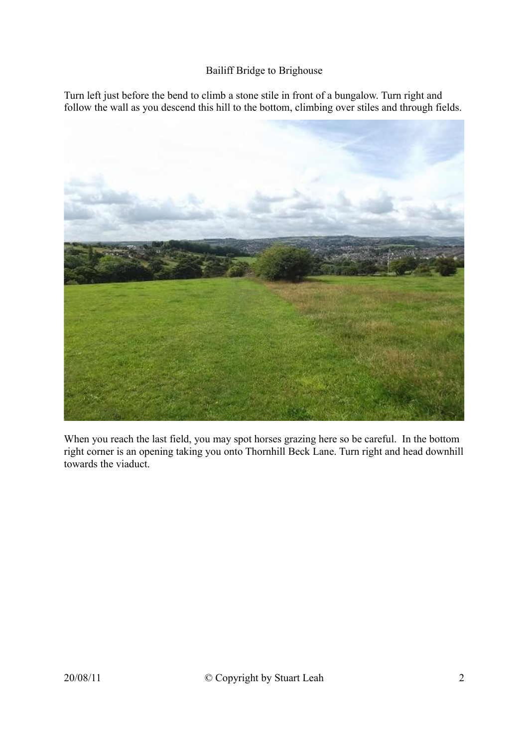Bailiff Bridge to Brighouse

Turn left just before the bend to climb a stone stile in front of a bungalow. Turn right and follow the wall as you descend this hill to the bottom, climbing over stiles and through fields.

When you reach the last field, you may spot horses grazing here so be careful. In the bottom right corner is an opening taking you onto Thornhill Beck Lane. Turn right and head downhill towards the viaduct.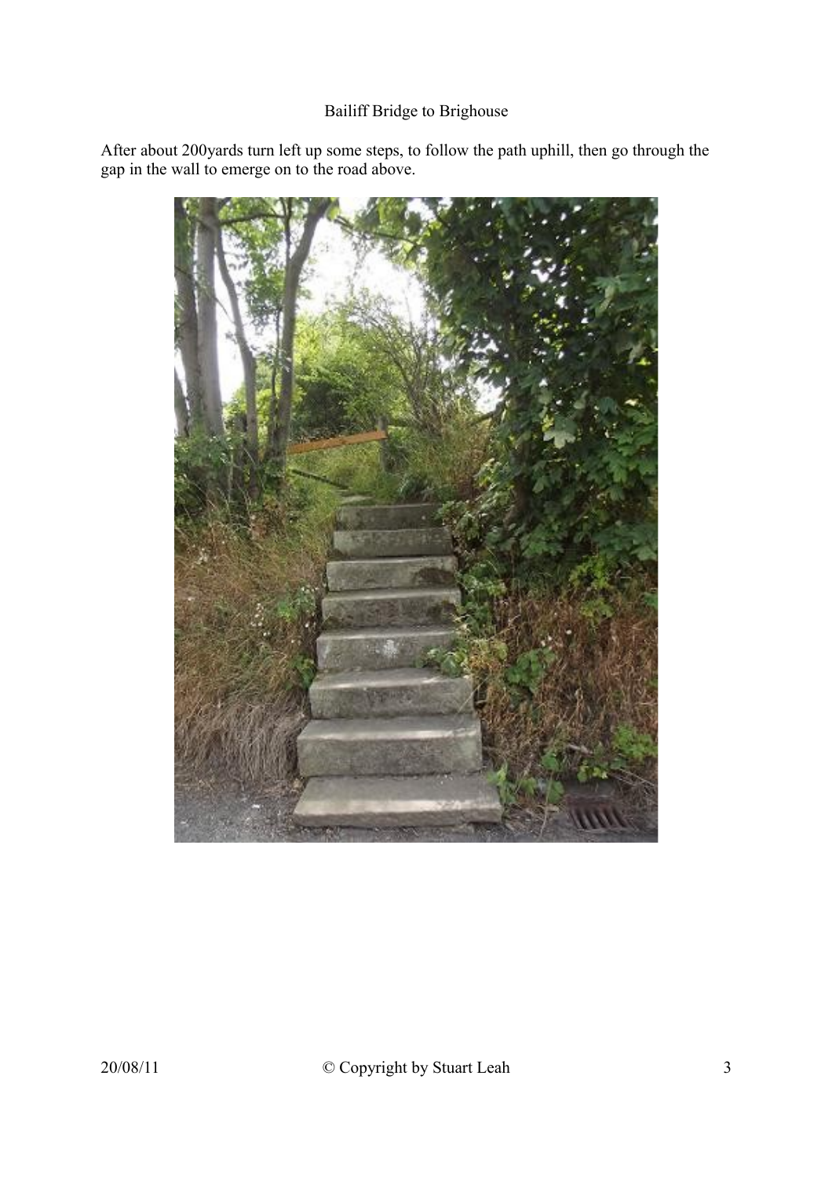Bailiff Bridge to Brighouse

After about 200yards turn left up some steps, to follow the path uphill, then go through the gap in the wall to emerge on to the road above.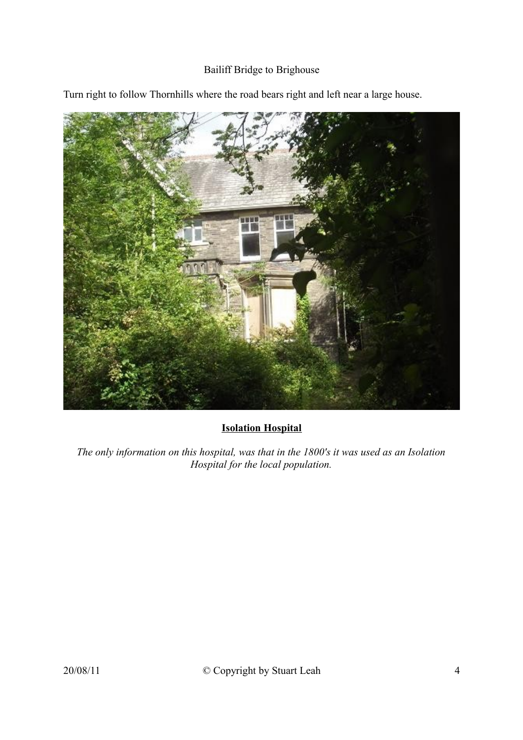Bailiff Bridge to Brighouse

Turn right to follow Thornhills where the road bears right and left near a large house.

**Isolation Hospital**

*The only information on this hospital, was that in the 1800's it was used as an Isolation Hospital for the local population.*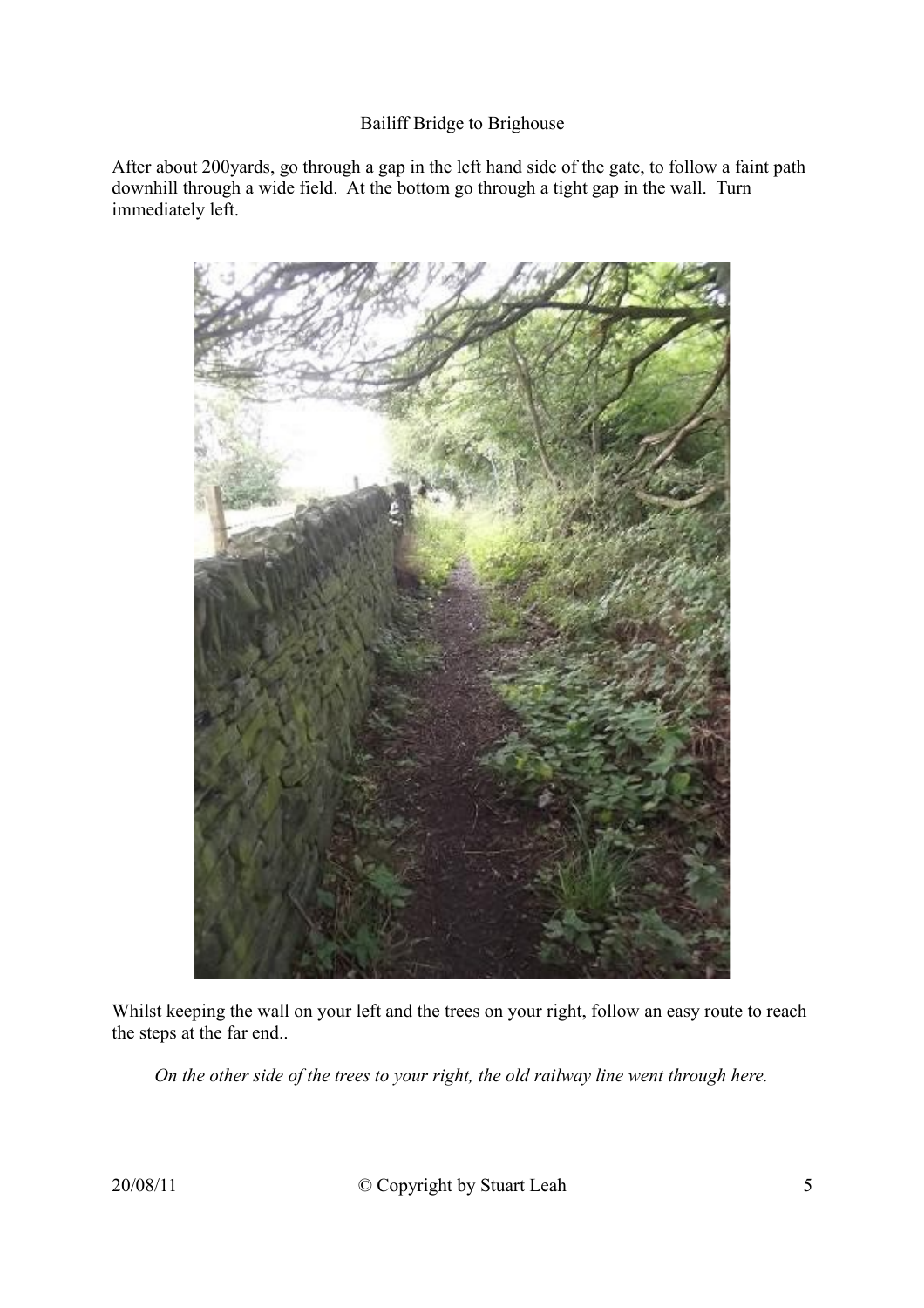Bailiff Bridge to Brighouse

After about 200yards, go through a gap in the left hand side of the gate, to follow a faint path downhill through a wide field. At the bottom go through a tight gap in the wall. Turn immediately left.

Whilst keeping the wall on your left and the trees on your right, follow an easy route to reach the steps at the far end..

*On the other side of the trees to your right, the old railway line went through here.*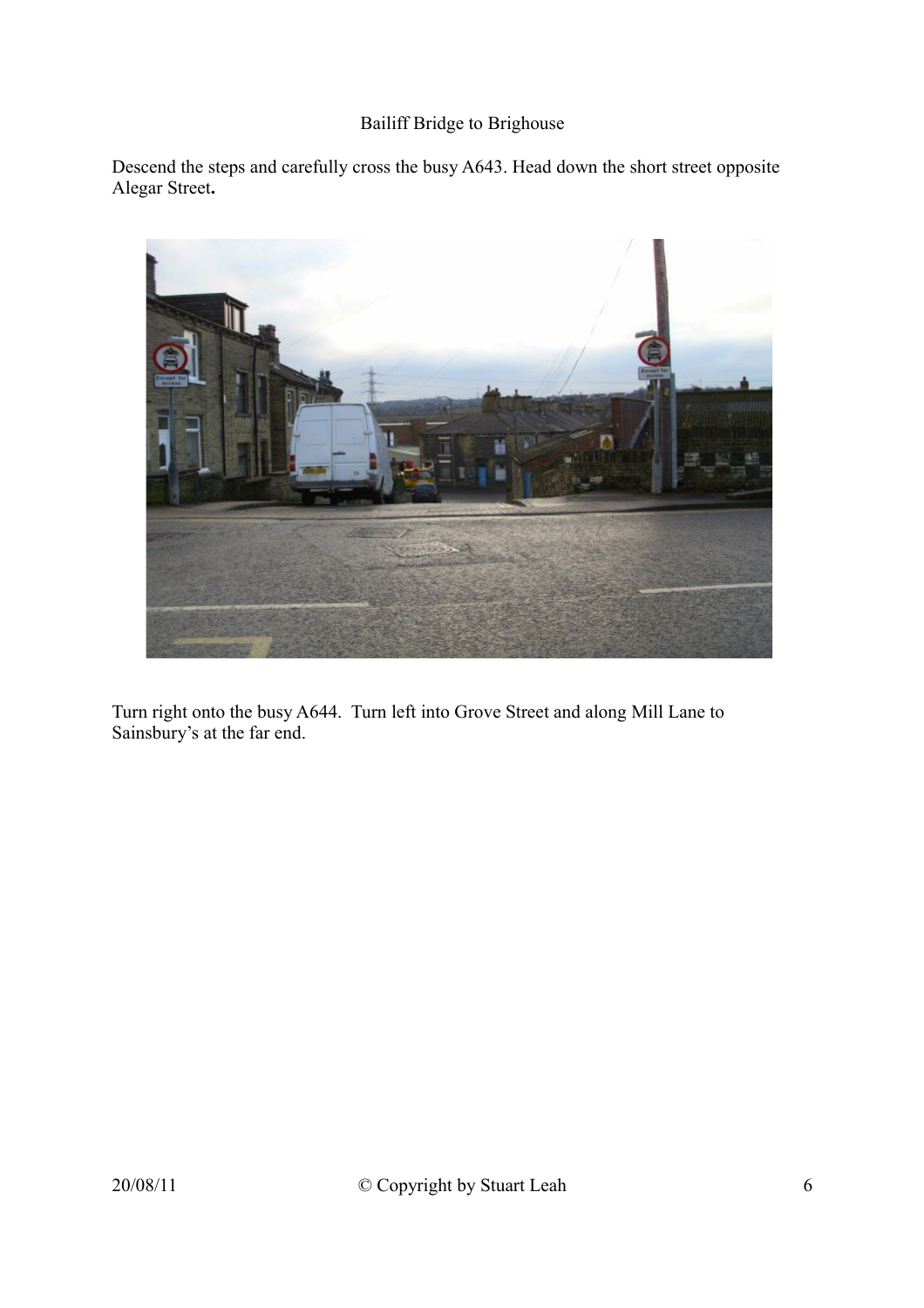Bailiff Bridge to Brighouse

Descend the steps and carefully cross the busy A643. Head down the short street opposite Alegar Street**.**

Turn right onto the busy A644. Turn left into Grove Street and along Mill Lane to Sainsbury's at the far end.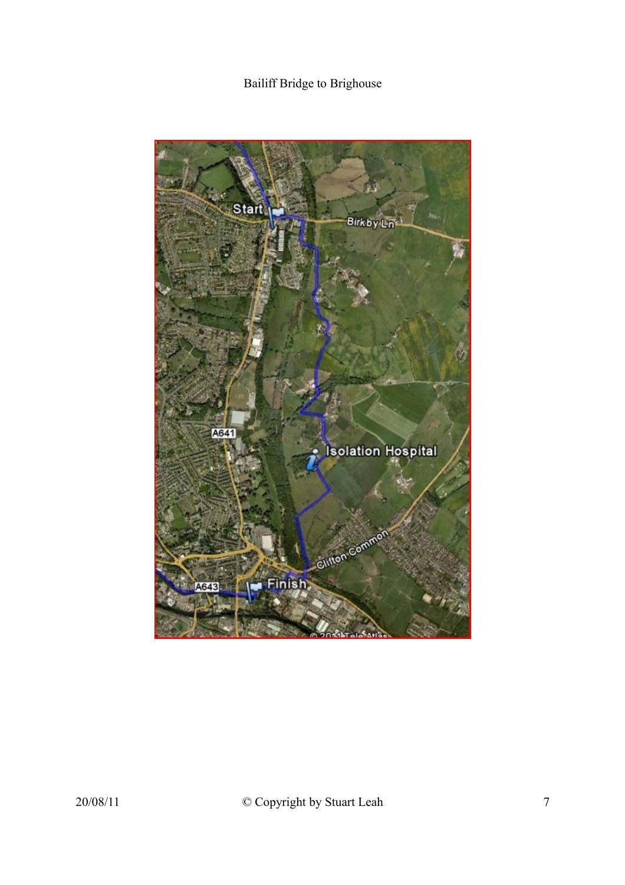Bailiff Bridge to Brighouse

Start

Birkby Ln

A641

Isolation Hospital

Clifton Common

A643

Finish

© 2011 Tele Atlas